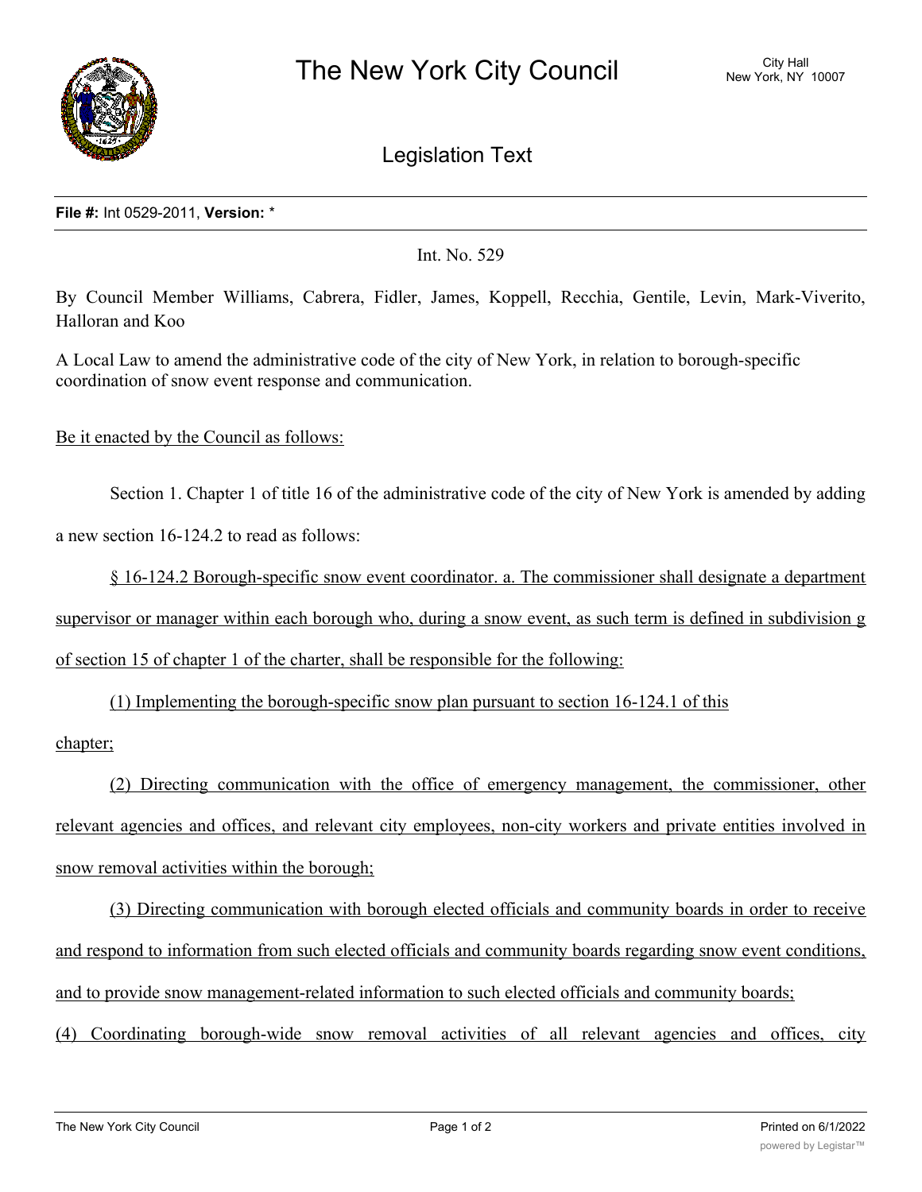# The New York City Council

City Hall
New York, NY 10007

## Legislation Text

**File #:** Int 0529-2011, **Version:** *

Int. No. 529

By Council Member Williams, Cabrera, Fidler, James, Koppell, Recchia, Gentile, Levin, Mark-Viverito, Halloran and Koo

A Local Law to amend the administrative code of the city of New York, in relation to borough-specific coordination of snow event response and communication.

Be it enacted by the Council as follows:

Section 1. Chapter 1 of title 16 of the administrative code of the city of New York is amended by adding a new section 16-124.2 to read as follows:

§ 16-124.2 Borough-specific snow event coordinator. a. The commissioner shall designate a department supervisor or manager within each borough who, during a snow event, as such term is defined in subdivision g of section 15 of chapter 1 of the charter, shall be responsible for the following:

(1) Implementing the borough-specific snow plan pursuant to section 16-124.1 of this chapter;

(2) Directing communication with the office of emergency management, the commissioner, other relevant agencies and offices, and relevant city employees, non-city workers and private entities involved in snow removal activities within the borough;

(3) Directing communication with borough elected officials and community boards in order to receive and respond to information from such elected officials and community boards regarding snow event conditions, and to provide snow management-related information to such elected officials and community boards;

(4) Coordinating borough-wide snow removal activities of all relevant agencies and offices, city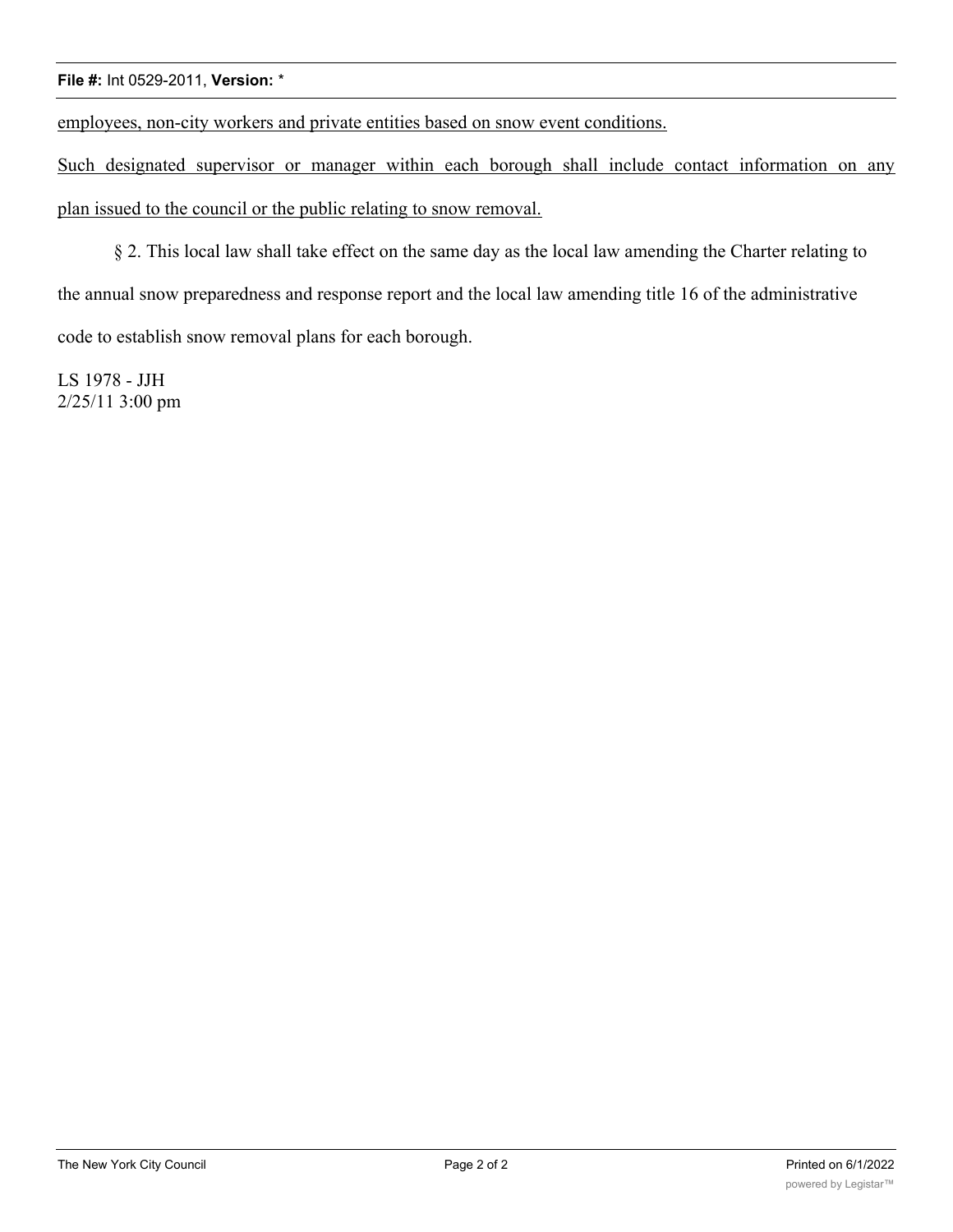employees, non-city workers and private entities based on snow event conditions.

Such designated supervisor or manager within each borough shall include contact information on any plan issued to the council or the public relating to snow removal.

§ 2. This local law shall take effect on the same day as the local law amending the Charter relating to the annual snow preparedness and response report and the local law amending title 16 of the administrative code to establish snow removal plans for each borough.

LS 1978 - JJH
2/25/11 3:00 pm